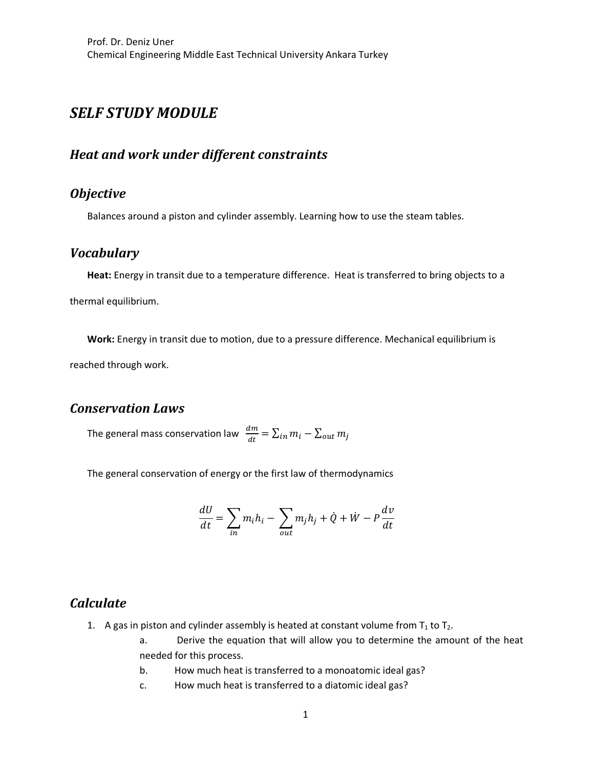Prof. Dr. Deniz Uner
Chemical Engineering Middle East Technical University Ankara Turkey

# *SELF STUDY MODULE*

## *Heat and work under different constraints*

## *Objective*

Balances around a piston and cylinder assembly. Learning how to use the steam tables.

## *Vocabulary*

**Heat:** Energy in transit due to a temperature difference. Heat is transferred to bring objects to a thermal equilibrium.

**Work:** Energy in transit due to motion, due to a pressure difference. Mechanical equilibrium is reached through work.

## *Conservation Laws*

The general mass conservation law $\frac{dm}{dt} = \sum_{in} m_i - \sum_{out} m_j$

The general conservation of energy or the first law of thermodynamics

$$\frac{dU}{dt} = \sum_{in} m_i h_i - \sum_{out} m_j h_j + \dot{Q} + \dot{W} - P\frac{dv}{dt}$$

## *Calculate*

1. A gas in piston and cylinder assembly is heated at constant volume from $T_1$ to $T_2$.
   a. Derive the equation that will allow you to determine the amount of the heat needed for this process.
   b. How much heat is transferred to a monoatomic ideal gas?
   c. How much heat is transferred to a diatomic ideal gas?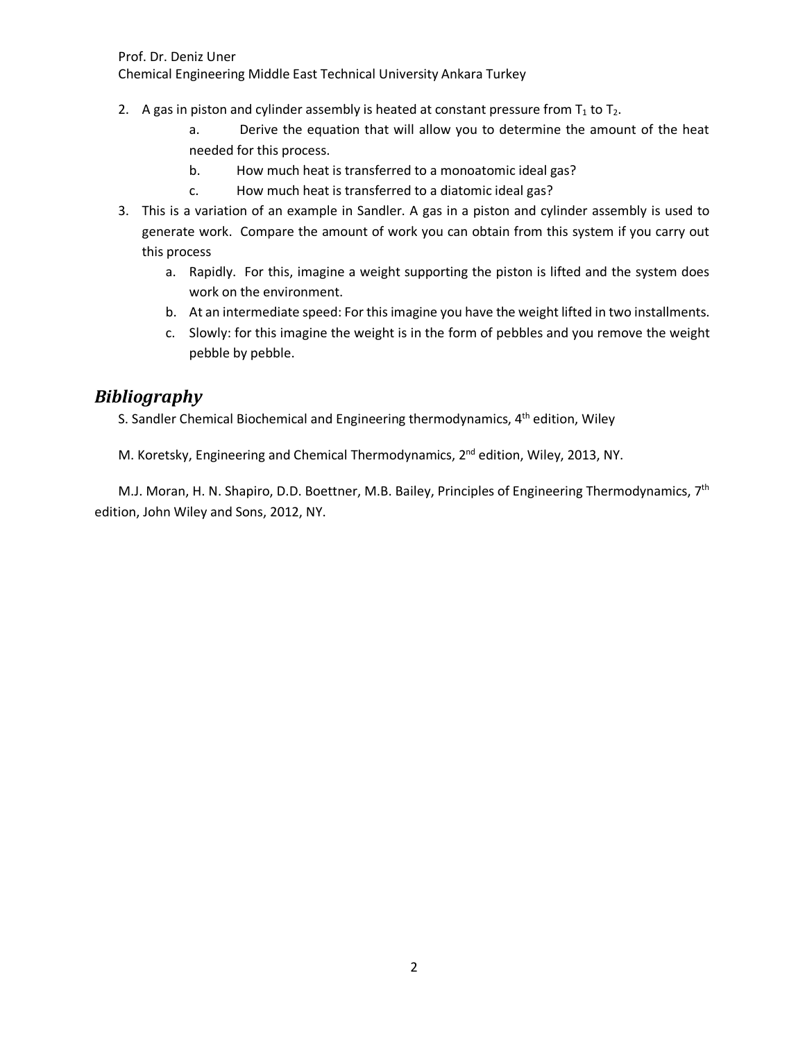2. A gas in piston and cylinder assembly is heated at constant pressure from $T_1$ to $T_2$.
   a. Derive the equation that will allow you to determine the amount of the heat needed for this process.
   b. How much heat is transferred to a monoatomic ideal gas?
   c. How much heat is transferred to a diatomic ideal gas?
3. This is a variation of an example in Sandler. A gas in a piston and cylinder assembly is used to generate work. Compare the amount of work you can obtain from this system if you carry out this process
   a. Rapidly. For this, imagine a weight supporting the piston is lifted and the system does work on the environment.
   b. At an intermediate speed: For this imagine you have the weight lifted in two installments.
   c. Slowly: for this imagine the weight is in the form of pebbles and you remove the weight pebble by pebble.

## *Bibliography*

S. Sandler Chemical Biochemical and Engineering thermodynamics, 4th edition, Wiley

M. Koretsky, Engineering and Chemical Thermodynamics, 2nd edition, Wiley, 2013, NY.

M.J. Moran, H. N. Shapiro, D.D. Boettner, M.B. Bailey, Principles of Engineering Thermodynamics, 7th edition, John Wiley and Sons, 2012, NY.